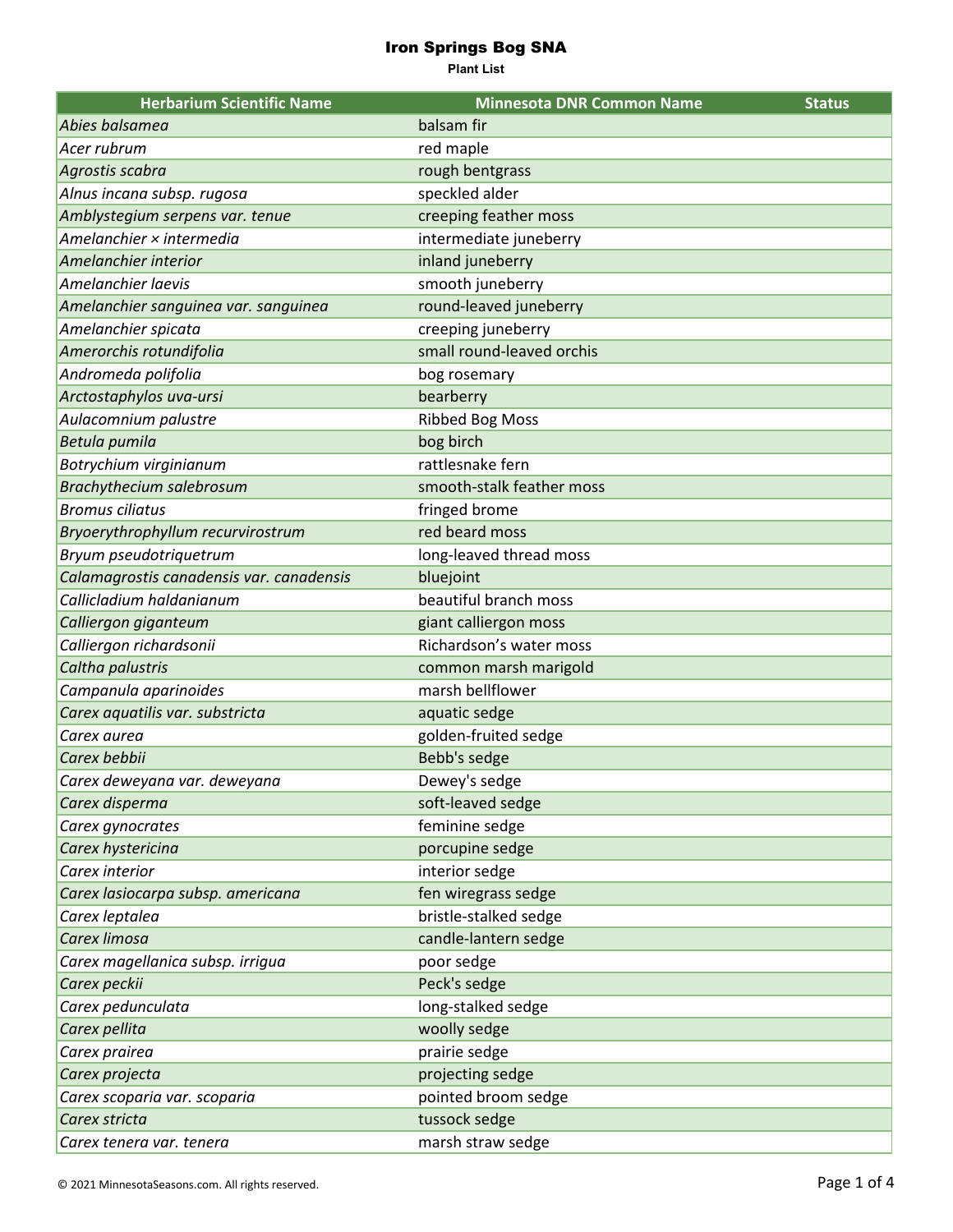# Iron Springs Bog SNA

**Plant List**

| Herbarium Scientific Name | Minnesota DNR Common Name | Status |
|---|---|---|
| *Abies balsamea* | balsam fir | |
| *Acer rubrum* | red maple | |
| *Agrostis scabra* | rough bentgrass | |
| *Alnus incana subsp. rugosa* | speckled alder | |
| *Amblystegium serpens var. tenue* | creeping feather moss | |
| *Amelanchier × intermedia* | intermediate juneberry | |
| *Amelanchier interior* | inland juneberry | |
| *Amelanchier laevis* | smooth juneberry | |
| *Amelanchier sanguinea var. sanguinea* | round-leaved juneberry | |
| *Amelanchier spicata* | creeping juneberry | |
| *Amerorchis rotundifolia* | small round-leaved orchis | |
| *Andromeda polifolia* | bog rosemary | |
| *Arctostaphylos uva-ursi* | bearberry | |
| *Aulacomnium palustre* | Ribbed Bog Moss | |
| *Betula pumila* | bog birch | |
| *Botrychium virginianum* | rattlesnake fern | |
| *Brachythecium salebrosum* | smooth-stalk feather moss | |
| *Bromus ciliatus* | fringed brome | |
| *Bryoerythrophyllum recurvirostrum* | red beard moss | |
| *Bryum pseudotriquetrum* | long-leaved thread moss | |
| *Calamagrostis canadensis var. canadensis* | bluejoint | |
| *Callicladium haldanianum* | beautiful branch moss | |
| *Calliergon giganteum* | giant calliergon moss | |
| *Calliergon richardsonii* | Richardson's water moss | |
| *Caltha palustris* | common marsh marigold | |
| *Campanula aparinoides* | marsh bellflower | |
| *Carex aquatilis var. substricta* | aquatic sedge | |
| *Carex aurea* | golden-fruited sedge | |
| *Carex bebbii* | Bebb's sedge | |
| *Carex deweyana var. deweyana* | Dewey's sedge | |
| *Carex disperma* | soft-leaved sedge | |
| *Carex gynocrates* | feminine sedge | |
| *Carex hystericina* | porcupine sedge | |
| *Carex interior* | interior sedge | |
| *Carex lasiocarpa subsp. americana* | fen wiregrass sedge | |
| *Carex leptalea* | bristle-stalked sedge | |
| *Carex limosa* | candle-lantern sedge | |
| *Carex magellanica subsp. irrigua* | poor sedge | |
| *Carex peckii* | Peck's sedge | |
| *Carex pedunculata* | long-stalked sedge | |
| *Carex pellita* | woolly sedge | |
| *Carex prairea* | prairie sedge | |
| *Carex projecta* | projecting sedge | |
| *Carex scoparia var. scoparia* | pointed broom sedge | |
| *Carex stricta* | tussock sedge | |
| *Carex tenera var. tenera* | marsh straw sedge | |

© 2021 MinnesotaSeasons.com. All rights reserved.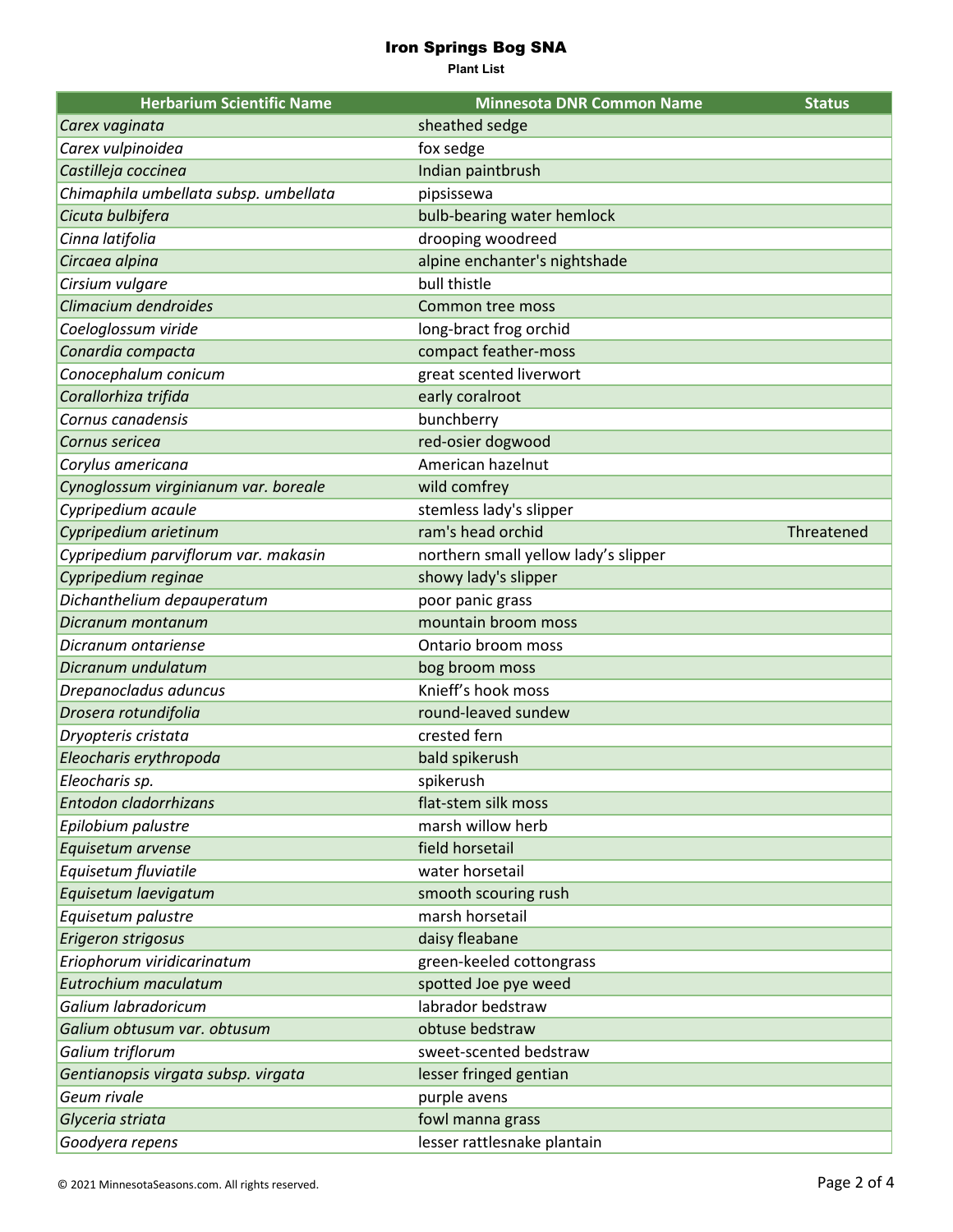# Iron Springs Bog SNA

**Plant List**

| Herbarium Scientific Name | Minnesota DNR Common Name | Status |
|---|---|---|
| *Carex vaginata* | sheathed sedge | |
| *Carex vulpinoidea* | fox sedge | |
| *Castilleja coccinea* | Indian paintbrush | |
| *Chimaphila umbellata subsp. umbellata* | pipsissewa | |
| *Cicuta bulbifera* | bulb-bearing water hemlock | |
| *Cinna latifolia* | drooping woodreed | |
| *Circaea alpina* | alpine enchanter's nightshade | |
| *Cirsium vulgare* | bull thistle | |
| *Climacium dendroides* | Common tree moss | |
| *Coeloglossum viride* | long-bract frog orchid | |
| *Conardia compacta* | compact feather-moss | |
| *Conocephalum conicum* | great scented liverwort | |
| *Corallorhiza trifida* | early coralroot | |
| *Cornus canadensis* | bunchberry | |
| *Cornus sericea* | red-osier dogwood | |
| *Corylus americana* | American hazelnut | |
| *Cynoglossum virginianum var. boreale* | wild comfrey | |
| *Cypripedium acaule* | stemless lady's slipper | |
| *Cypripedium arietinum* | ram's head orchid | Threatened |
| *Cypripedium parviflorum var. makasin* | northern small yellow lady’s slipper | |
| *Cypripedium reginae* | showy lady's slipper | |
| *Dichanthelium depauperatum* | poor panic grass | |
| *Dicranum montanum* | mountain broom moss | |
| *Dicranum ontariense* | Ontario broom moss | |
| *Dicranum undulatum* | bog broom moss | |
| *Drepanocladus aduncus* | Knieff’s hook moss | |
| *Drosera rotundifolia* | round-leaved sundew | |
| *Dryopteris cristata* | crested fern | |
| *Eleocharis erythropoda* | bald spikerush | |
| *Eleocharis sp.* | spikerush | |
| *Entodon cladorrhizans* | flat-stem silk moss | |
| *Epilobium palustre* | marsh willow herb | |
| *Equisetum arvense* | field horsetail | |
| *Equisetum fluviatile* | water horsetail | |
| *Equisetum laevigatum* | smooth scouring rush | |
| *Equisetum palustre* | marsh horsetail | |
| *Erigeron strigosus* | daisy fleabane | |
| *Eriophorum viridicarinatum* | green-keeled cottongrass | |
| *Eutrochium maculatum* | spotted Joe pye weed | |
| *Galium labradoricum* | labrador bedstraw | |
| *Galium obtusum var. obtusum* | obtuse bedstraw | |
| *Galium triflorum* | sweet-scented bedstraw | |
| *Gentianopsis virgata subsp. virgata* | lesser fringed gentian | |
| *Geum rivale* | purple avens | |
| *Glyceria striata* | fowl manna grass | |
| *Goodyera repens* | lesser rattlesnake plantain | |

© 2021 MinnesotaSeasons.com. All rights reserved.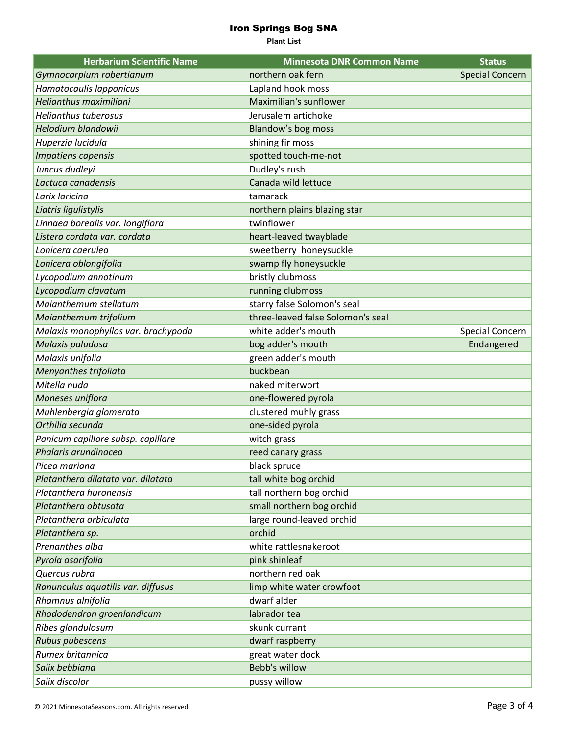# Iron Springs Bog SNA

**Plant List**

| Herbarium Scientific Name | Minnesota DNR Common Name | Status |
|---|---|---|
| *Gymnocarpium robertianum* | northern oak fern | Special Concern |
| *Hamatocaulis lapponicus* | Lapland hook moss | |
| *Helianthus maximiliani* | Maximilian's sunflower | |
| *Helianthus tuberosus* | Jerusalem artichoke | |
| *Helodium blandowii* | Blandow's bog moss | |
| *Huperzia lucidula* | shining fir moss | |
| *Impatiens capensis* | spotted touch-me-not | |
| *Juncus dudleyi* | Dudley's rush | |
| *Lactuca canadensis* | Canada wild lettuce | |
| *Larix laricina* | tamarack | |
| *Liatris ligulistylis* | northern plains blazing star | |
| *Linnaea borealis var. longiflora* | twinflower | |
| *Listera cordata var. cordata* | heart-leaved twayblade | |
| *Lonicera caerulea* | sweetberry honeysuckle | |
| *Lonicera oblongifolia* | swamp fly honeysuckle | |
| *Lycopodium annotinum* | bristly clubmoss | |
| *Lycopodium clavatum* | running clubmoss | |
| *Maianthemum stellatum* | starry false Solomon's seal | |
| *Maianthemum trifolium* | three-leaved false Solomon's seal | |
| *Malaxis monophyllos var. brachypoda* | white adder's mouth | Special Concern |
| *Malaxis paludosa* | bog adder's mouth | Endangered |
| *Malaxis unifolia* | green adder's mouth | |
| *Menyanthes trifoliata* | buckbean | |
| *Mitella nuda* | naked miterwort | |
| *Moneses uniflora* | one-flowered pyrola | |
| *Muhlenbergia glomerata* | clustered muhly grass | |
| *Orthilia secunda* | one-sided pyrola | |
| *Panicum capillare subsp. capillare* | witch grass | |
| *Phalaris arundinacea* | reed canary grass | |
| *Picea mariana* | black spruce | |
| *Platanthera dilatata var. dilatata* | tall white bog orchid | |
| *Platanthera huronensis* | tall northern bog orchid | |
| *Platanthera obtusata* | small northern bog orchid | |
| *Platanthera orbiculata* | large round-leaved orchid | |
| *Platanthera sp.* | orchid | |
| *Prenanthes alba* | white rattlesnakeroot | |
| *Pyrola asarifolia* | pink shinleaf | |
| *Quercus rubra* | northern red oak | |
| *Ranunculus aquatilis var. diffusus* | limp white water crowfoot | |
| *Rhamnus alnifolia* | dwarf alder | |
| *Rhododendron groenlandicum* | labrador tea | |
| *Ribes glandulosum* | skunk currant | |
| *Rubus pubescens* | dwarf raspberry | |
| *Rumex britannica* | great water dock | |
| *Salix bebbiana* | Bebb's willow | |
| *Salix discolor* | pussy willow | |

© 2021 MinnesotaSeasons.com. All rights reserved.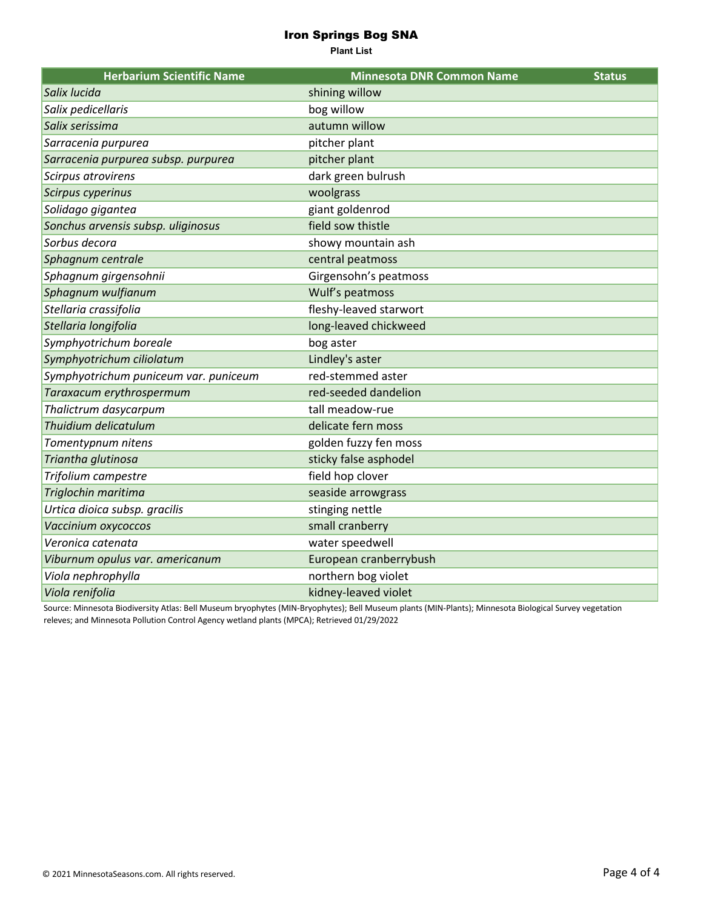# Iron Springs Bog SNA

**Plant List**

| Herbarium Scientific Name | Minnesota DNR Common Name | Status |
|---|---|---|
| *Salix lucida* | shining willow | |
| *Salix pedicellaris* | bog willow | |
| *Salix serissima* | autumn willow | |
| *Sarracenia purpurea* | pitcher plant | |
| *Sarracenia purpurea subsp. purpurea* | pitcher plant | |
| *Scirpus atrovirens* | dark green bulrush | |
| *Scirpus cyperinus* | woolgrass | |
| *Solidago gigantea* | giant goldenrod | |
| *Sonchus arvensis subsp. uliginosus* | field sow thistle | |
| *Sorbus decora* | showy mountain ash | |
| *Sphagnum centrale* | central peatmoss | |
| *Sphagnum girgensohnii* | Girgensohn's peatmoss | |
| *Sphagnum wulfianum* | Wulf's peatmoss | |
| *Stellaria crassifolia* | fleshy-leaved starwort | |
| *Stellaria longifolia* | long-leaved chickweed | |
| *Symphyotrichum boreale* | bog aster | |
| *Symphyotrichum ciliolatum* | Lindley's aster | |
| *Symphyotrichum puniceum var. puniceum* | red-stemmed aster | |
| *Taraxacum erythrospermum* | red-seeded dandelion | |
| *Thalictrum dasycarpum* | tall meadow-rue | |
| *Thuidium delicatulum* | delicate fern moss | |
| *Tomentypnum nitens* | golden fuzzy fen moss | |
| *Triantha glutinosa* | sticky false asphodel | |
| *Trifolium campestre* | field hop clover | |
| *Triglochin maritima* | seaside arrowgrass | |
| *Urtica dioica subsp. gracilis* | stinging nettle | |
| *Vaccinium oxycoccos* | small cranberry | |
| *Veronica catenata* | water speedwell | |
| *Viburnum opulus var. americanum* | European cranberrybush | |
| *Viola nephrophylla* | northern bog violet | |
| *Viola renifolia* | kidney-leaved violet | |

Source: Minnesota Biodiversity Atlas: Bell Museum bryophytes (MIN-Bryophytes); Bell Museum plants (MIN-Plants); Minnesota Biological Survey vegetation releves; and Minnesota Pollution Control Agency wetland plants (MPCA); Retrieved 01/29/2022

© 2021 MinnesotaSeasons.com. All rights reserved.